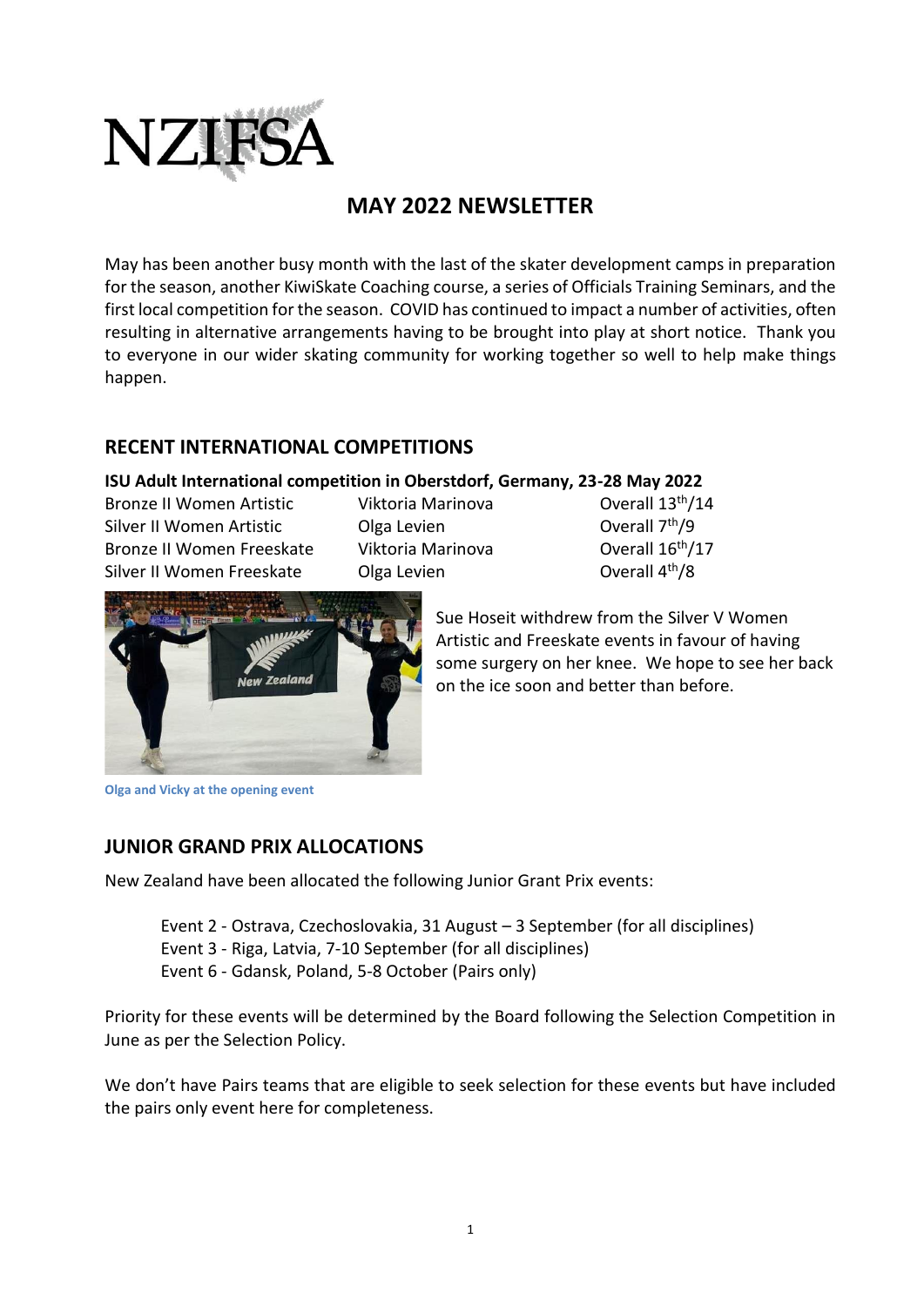NZIFSA

# MAY 2022 NEWSLETTER

May has been another busy month with the last of the skater development camps in preparation for the season, another KiwiSkate Coaching course, a series of Officials Training Seminars, and the first local competition for the season. COVID has continued to impact a number of activities, often resulting in alternative arrangements having to be brought into play at short notice. Thank you to everyone in our wider skating community for working together so well to help make things happen.

## RECENT INTERNATIONAL COMPETITIONS

**ISU Adult International competition in Oberstdorf, Germany, 23-28 May 2022**

| | | |
|---|---|---|
| Bronze II Women Artistic | Viktoria Marinova | Overall 13th/14 |
| Silver II Women Artistic | Olga Levien | Overall 7th/9 |
| Bronze II Women Freeskate | Viktoria Marinova | Overall 16th/17 |
| Silver II Women Freeskate | Olga Levien | Overall 4th/8 |

Sue Hoseit withdrew from the Silver V Women Artistic and Freeskate events in favour of having some surgery on her knee. We hope to see her back on the ice soon and better than before.

Olga and Vicky at the opening event

## JUNIOR GRAND PRIX ALLOCATIONS

New Zealand have been allocated the following Junior Grant Prix events:

Event 2 - Ostrava, Czechoslovakia, 31 August – 3 September (for all disciplines)
Event 3 - Riga, Latvia, 7-10 September (for all disciplines)
Event 6 - Gdansk, Poland, 5-8 October (Pairs only)

Priority for these events will be determined by the Board following the Selection Competition in June as per the Selection Policy.

We don't have Pairs teams that are eligible to seek selection for these events but have included the pairs only event here for completeness.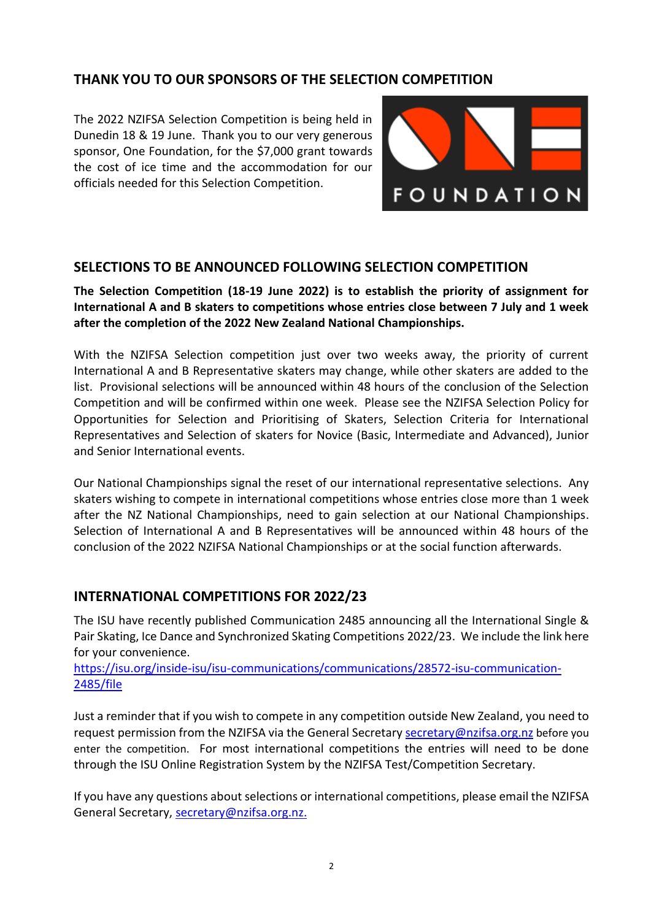## THANK YOU TO OUR SPONSORS OF THE SELECTION COMPETITION

The 2022 NZIFSA Selection Competition is being held in Dunedin 18 & 19 June. Thank you to our very generous sponsor, One Foundation, for the $7,000 grant towards the cost of ice time and the accommodation for our officials needed for this Selection Competition.

## SELECTIONS TO BE ANNOUNCED FOLLOWING SELECTION COMPETITION

**The Selection Competition (18-19 June 2022) is to establish the priority of assignment for International A and B skaters to competitions whose entries close between 7 July and 1 week after the completion of the 2022 New Zealand National Championships.**

With the NZIFSA Selection competition just over two weeks away, the priority of current International A and B Representative skaters may change, while other skaters are added to the list. Provisional selections will be announced within 48 hours of the conclusion of the Selection Competition and will be confirmed within one week. Please see the NZIFSA Selection Policy for Opportunities for Selection and Prioritising of Skaters, Selection Criteria for International Representatives and Selection of skaters for Novice (Basic, Intermediate and Advanced), Junior and Senior International events.

Our National Championships signal the reset of our international representative selections. Any skaters wishing to compete in international competitions whose entries close more than 1 week after the NZ National Championships, need to gain selection at our National Championships. Selection of International A and B Representatives will be announced within 48 hours of the conclusion of the 2022 NZIFSA National Championships or at the social function afterwards.

## INTERNATIONAL COMPETITIONS FOR 2022/23

The ISU have recently published Communication 2485 announcing all the International Single & Pair Skating, Ice Dance and Synchronized Skating Competitions 2022/23. We include the link here for your convenience.
https://isu.org/inside-isu/isu-communications/communications/28572-isu-communication-2485/file

Just a reminder that if you wish to compete in any competition outside New Zealand, you need to request permission from the NZIFSA via the General Secretary secretary@nzifsa.org.nz before you enter the competition. For most international competitions the entries will need to be done through the ISU Online Registration System by the NZIFSA Test/Competition Secretary.

If you have any questions about selections or international competitions, please email the NZIFSA General Secretary, secretary@nzifsa.org.nz.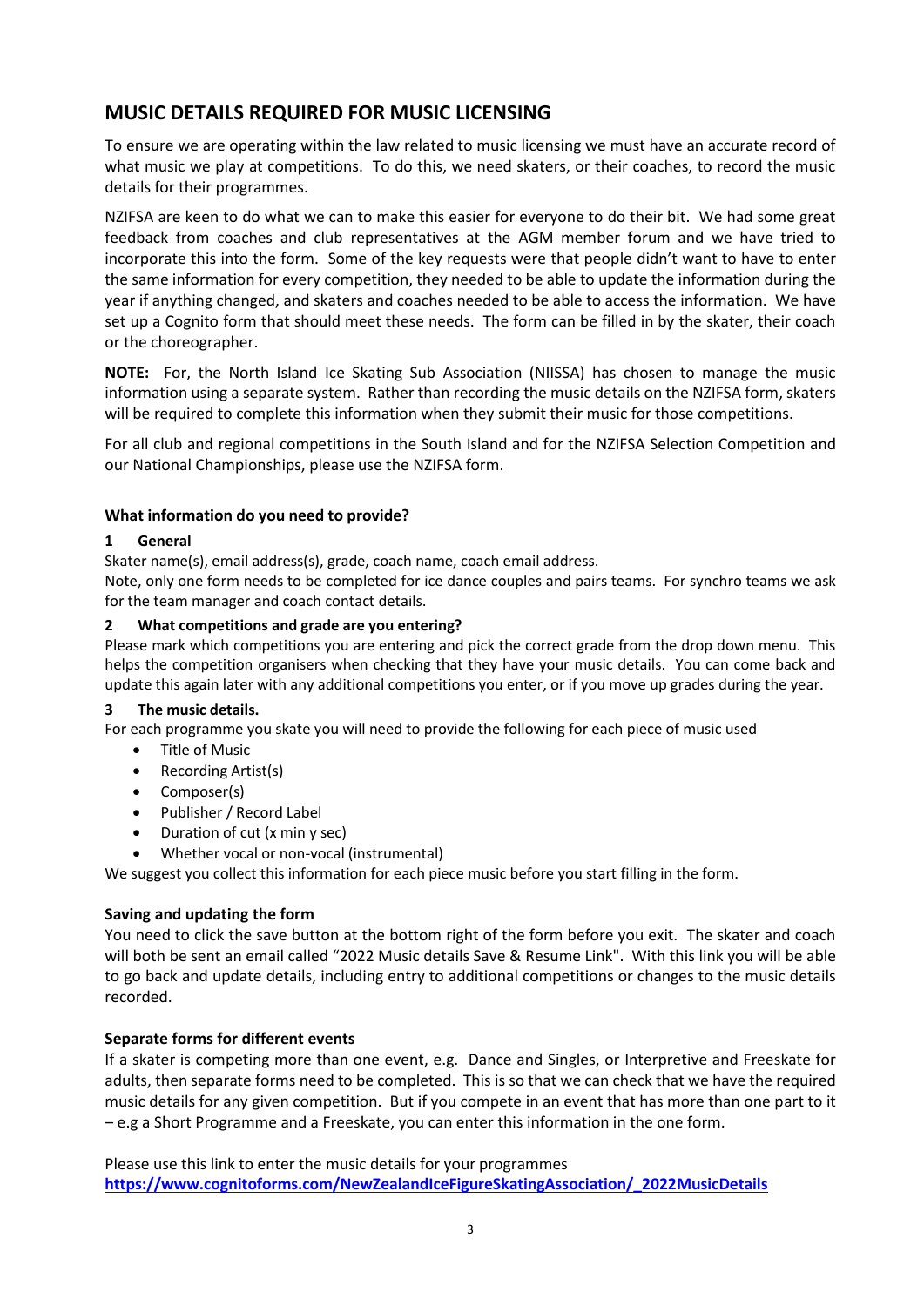## MUSIC DETAILS REQUIRED FOR MUSIC LICENSING

To ensure we are operating within the law related to music licensing we must have an accurate record of what music we play at competitions. To do this, we need skaters, or their coaches, to record the music details for their programmes.

NZIFSA are keen to do what we can to make this easier for everyone to do their bit. We had some great feedback from coaches and club representatives at the AGM member forum and we have tried to incorporate this into the form. Some of the key requests were that people didn't want to have to enter the same information for every competition, they needed to be able to update the information during the year if anything changed, and skaters and coaches needed to be able to access the information. We have set up a Cognito form that should meet these needs. The form can be filled in by the skater, their coach or the choreographer.

**NOTE:** For, the North Island Ice Skating Sub Association (NIISSA) has chosen to manage the music information using a separate system. Rather than recording the music details on the NZIFSA form, skaters will be required to complete this information when they submit their music for those competitions.

For all club and regional competitions in the South Island and for the NZIFSA Selection Competition and our National Championships, please use the NZIFSA form.

### What information do you need to provide?

#### 1 General

Skater name(s), email address(s), grade, coach name, coach email address.

Note, only one form needs to be completed for ice dance couples and pairs teams. For synchro teams we ask for the team manager and coach contact details.

#### 2 What competitions and grade are you entering?

Please mark which competitions you are entering and pick the correct grade from the drop down menu. This helps the competition organisers when checking that they have your music details. You can come back and update this again later with any additional competitions you enter, or if you move up grades during the year.

#### 3 The music details.

For each programme you skate you will need to provide the following for each piece of music used

- Title of Music
- Recording Artist(s)
- Composer(s)
- Publisher / Record Label
- Duration of cut (x min y sec)
- Whether vocal or non-vocal (instrumental)

We suggest you collect this information for each piece music before you start filling in the form.

### Saving and updating the form

You need to click the save button at the bottom right of the form before you exit. The skater and coach will both be sent an email called "2022 Music details Save & Resume Link". With this link you will be able to go back and update details, including entry to additional competitions or changes to the music details recorded.

### Separate forms for different events

If a skater is competing more than one event, e.g. Dance and Singles, or Interpretive and Freeskate for adults, then separate forms need to be completed. This is so that we can check that we have the required music details for any given competition. But if you compete in an event that has more than one part to it – e.g a Short Programme and a Freeskate, you can enter this information in the one form.

Please use this link to enter the music details for your programmes
**https://www.cognitoforms.com/NewZealandIceFigureSkatingAssociation/_2022MusicDetails**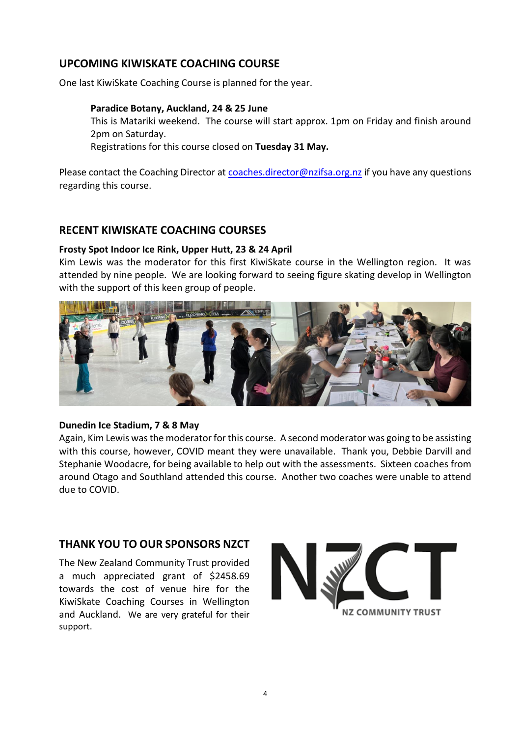## UPCOMING KIWISKATE COACHING COURSE

One last KiwiSkate Coaching Course is planned for the year.

**Paradice Botany, Auckland, 24 & 25 June**
This is Matariki weekend. The course will start approx. 1pm on Friday and finish around 2pm on Saturday.
Registrations for this course closed on **Tuesday 31 May.**

Please contact the Coaching Director at coaches.director@nzifsa.org.nz if you have any questions regarding this course.

## RECENT KIWISKATE COACHING COURSES

**Frosty Spot Indoor Ice Rink, Upper Hutt, 23 & 24 April**
Kim Lewis was the moderator for this first KiwiSkate course in the Wellington region. It was attended by nine people. We are looking forward to seeing figure skating develop in Wellington with the support of this keen group of people.

**Dunedin Ice Stadium, 7 & 8 May**
Again, Kim Lewis was the moderator for this course. A second moderator was going to be assisting with this course, however, COVID meant they were unavailable. Thank you, Debbie Darvill and Stephanie Woodacre, for being available to help out with the assessments. Sixteen coaches from around Otago and Southland attended this course. Another two coaches were unable to attend due to COVID.

## THANK YOU TO OUR SPONSORS NZCT

The New Zealand Community Trust provided a much appreciated grant of $2458.69 towards the cost of venue hire for the KiwiSkate Coaching Courses in Wellington and Auckland. We are very grateful for their support.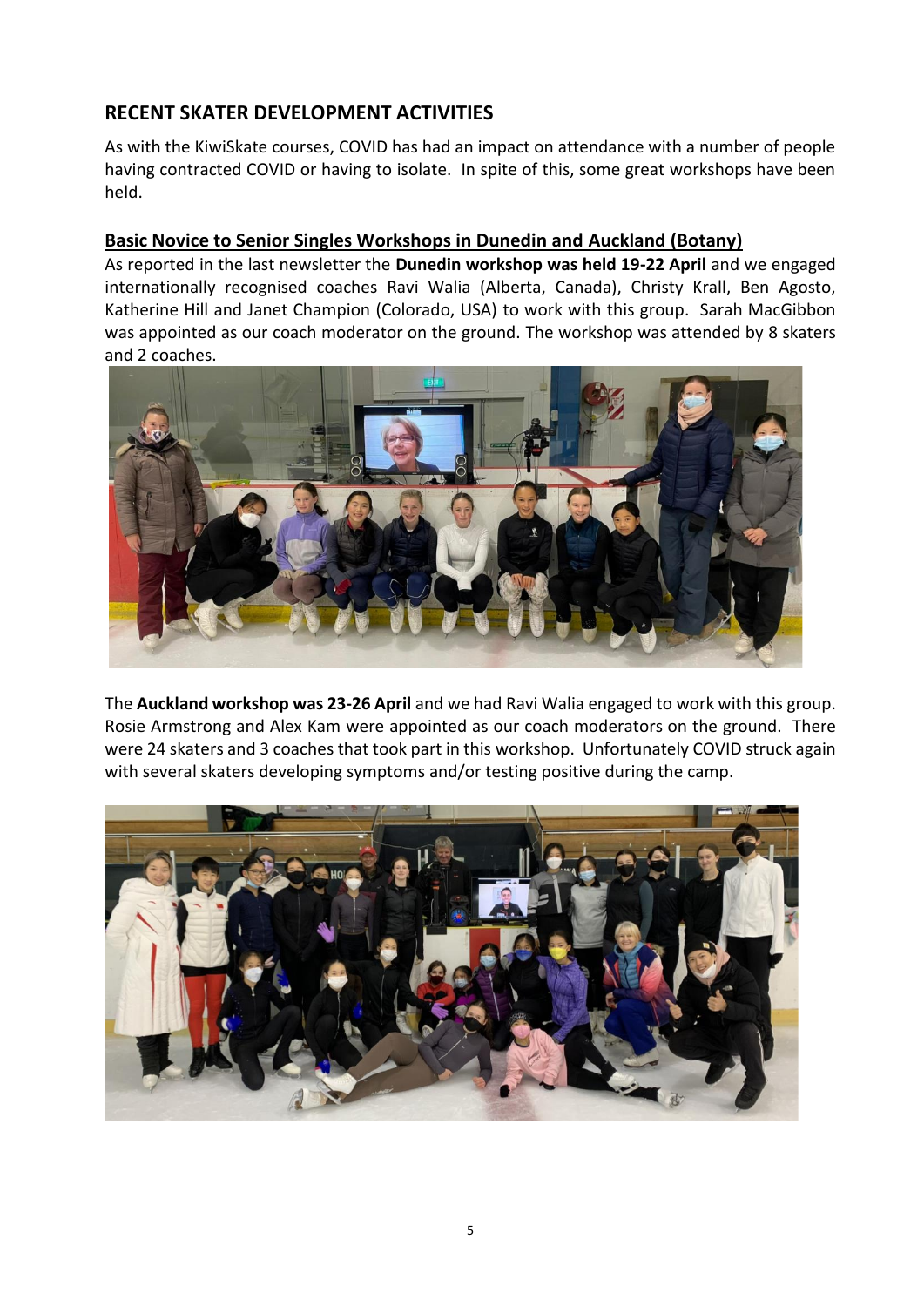## RECENT SKATER DEVELOPMENT ACTIVITIES

As with the KiwiSkate courses, COVID has had an impact on attendance with a number of people having contracted COVID or having to isolate. In spite of this, some great workshops have been held.

### Basic Novice to Senior Singles Workshops in Dunedin and Auckland (Botany)

As reported in the last newsletter the **Dunedin workshop was held 19-22 April** and we engaged internationally recognised coaches Ravi Walia (Alberta, Canada), Christy Krall, Ben Agosto, Katherine Hill and Janet Champion (Colorado, USA) to work with this group. Sarah MacGibbon was appointed as our coach moderator on the ground. The workshop was attended by 8 skaters and 2 coaches.

The **Auckland workshop was 23-26 April** and we had Ravi Walia engaged to work with this group. Rosie Armstrong and Alex Kam were appointed as our coach moderators on the ground. There were 24 skaters and 3 coaches that took part in this workshop. Unfortunately COVID struck again with several skaters developing symptoms and/or testing positive during the camp.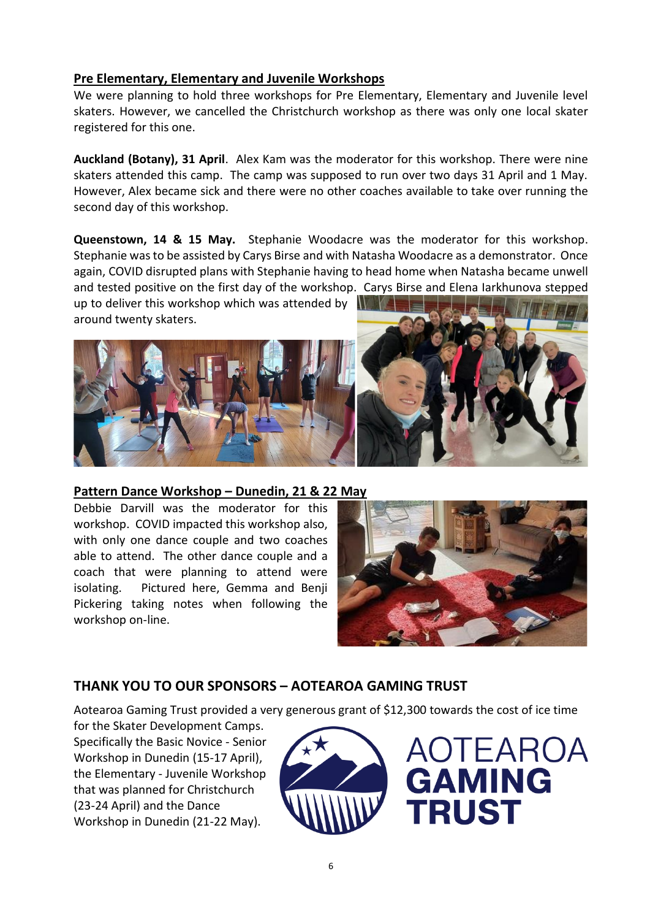## Pre Elementary, Elementary and Juvenile Workshops

We were planning to hold three workshops for Pre Elementary, Elementary and Juvenile level skaters. However, we cancelled the Christchurch workshop as there was only one local skater registered for this one.

**Auckland (Botany), 31 April**. Alex Kam was the moderator for this workshop. There were nine skaters attended this camp. The camp was supposed to run over two days 31 April and 1 May. However, Alex became sick and there were no other coaches available to take over running the second day of this workshop.

**Queenstown, 14 & 15 May.** Stephanie Woodacre was the moderator for this workshop. Stephanie was to be assisted by Carys Birse and with Natasha Woodacre as a demonstrator. Once again, COVID disrupted plans with Stephanie having to head home when Natasha became unwell and tested positive on the first day of the workshop. Carys Birse and Elena Iarkhunova stepped up to deliver this workshop which was attended by around twenty skaters.

## Pattern Dance Workshop – Dunedin, 21 & 22 May

Debbie Darvill was the moderator for this workshop. COVID impacted this workshop also, with only one dance couple and two coaches able to attend. The other dance couple and a coach that were planning to attend were isolating. Pictured here, Gemma and Benji Pickering taking notes when following the workshop on-line.

## THANK YOU TO OUR SPONSORS – AOTEAROA GAMING TRUST

Aotearoa Gaming Trust provided a very generous grant of $12,300 towards the cost of ice time for the Skater Development Camps. Specifically the Basic Novice - Senior Workshop in Dunedin (15-17 April), the Elementary - Juvenile Workshop that was planned for Christchurch (23-24 April) and the Dance Workshop in Dunedin (21-22 May).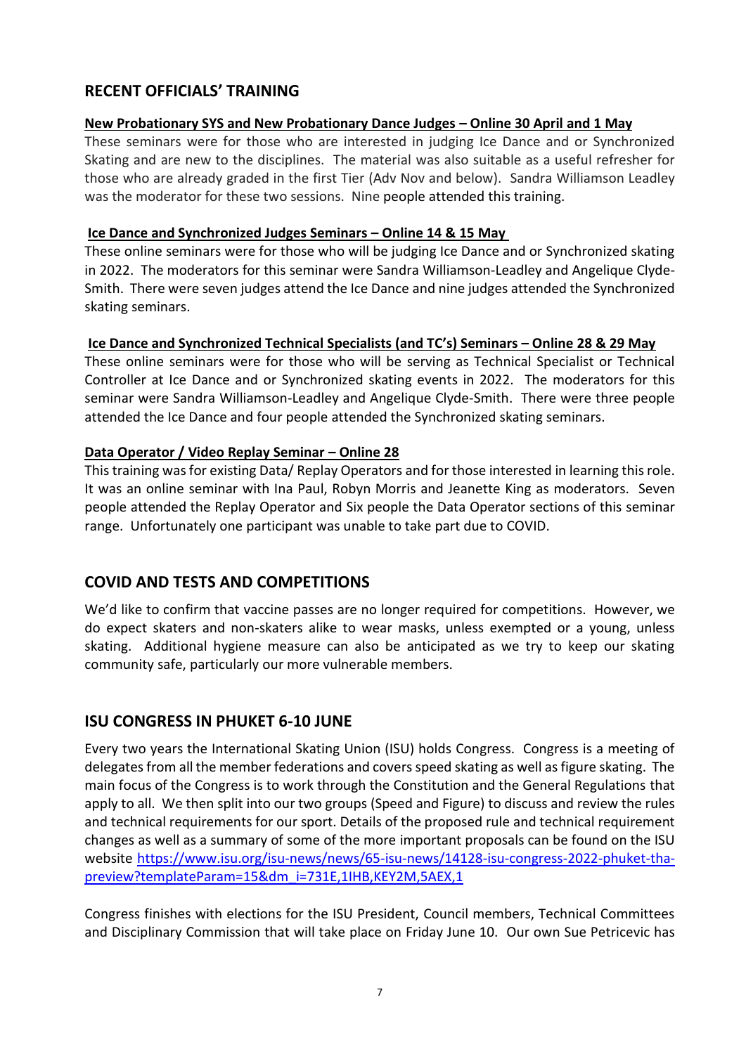## RECENT OFFICIALS' TRAINING

**New Probationary SYS and New Probationary Dance Judges – Online 30 April and 1 May**

These seminars were for those who are interested in judging Ice Dance and or Synchronized Skating and are new to the disciplines. The material was also suitable as a useful refresher for those who are already graded in the first Tier (Adv Nov and below). Sandra Williamson Leadley was the moderator for these two sessions. Nine people attended this training.

**Ice Dance and Synchronized Judges Seminars – Online 14 & 15 May**

These online seminars were for those who will be judging Ice Dance and or Synchronized skating in 2022. The moderators for this seminar were Sandra Williamson-Leadley and Angelique Clyde-Smith. There were seven judges attend the Ice Dance and nine judges attended the Synchronized skating seminars.

**Ice Dance and Synchronized Technical Specialists (and TC's) Seminars – Online 28 & 29 May**

These online seminars were for those who will be serving as Technical Specialist or Technical Controller at Ice Dance and or Synchronized skating events in 2022. The moderators for this seminar were Sandra Williamson-Leadley and Angelique Clyde-Smith. There were three people attended the Ice Dance and four people attended the Synchronized skating seminars.

**Data Operator / Video Replay Seminar – Online 28**

This training was for existing Data/ Replay Operators and for those interested in learning this role. It was an online seminar with Ina Paul, Robyn Morris and Jeanette King as moderators. Seven people attended the Replay Operator and Six people the Data Operator sections of this seminar range. Unfortunately one participant was unable to take part due to COVID.

## COVID AND TESTS AND COMPETITIONS

We'd like to confirm that vaccine passes are no longer required for competitions. However, we do expect skaters and non-skaters alike to wear masks, unless exempted or a young, unless skating. Additional hygiene measure can also be anticipated as we try to keep our skating community safe, particularly our more vulnerable members.

## ISU CONGRESS IN PHUKET 6-10 JUNE

Every two years the International Skating Union (ISU) holds Congress. Congress is a meeting of delegates from all the member federations and covers speed skating as well as figure skating. The main focus of the Congress is to work through the Constitution and the General Regulations that apply to all. We then split into our two groups (Speed and Figure) to discuss and review the rules and technical requirements for our sport. Details of the proposed rule and technical requirement changes as well as a summary of some of the more important proposals can be found on the ISU website https://www.isu.org/isu-news/news/65-isu-news/14128-isu-congress-2022-phuket-tha-preview?templateParam=15&dm_i=731E,1IHB,KEY2M,5AEX,1

Congress finishes with elections for the ISU President, Council members, Technical Committees and Disciplinary Commission that will take place on Friday June 10. Our own Sue Petricevic has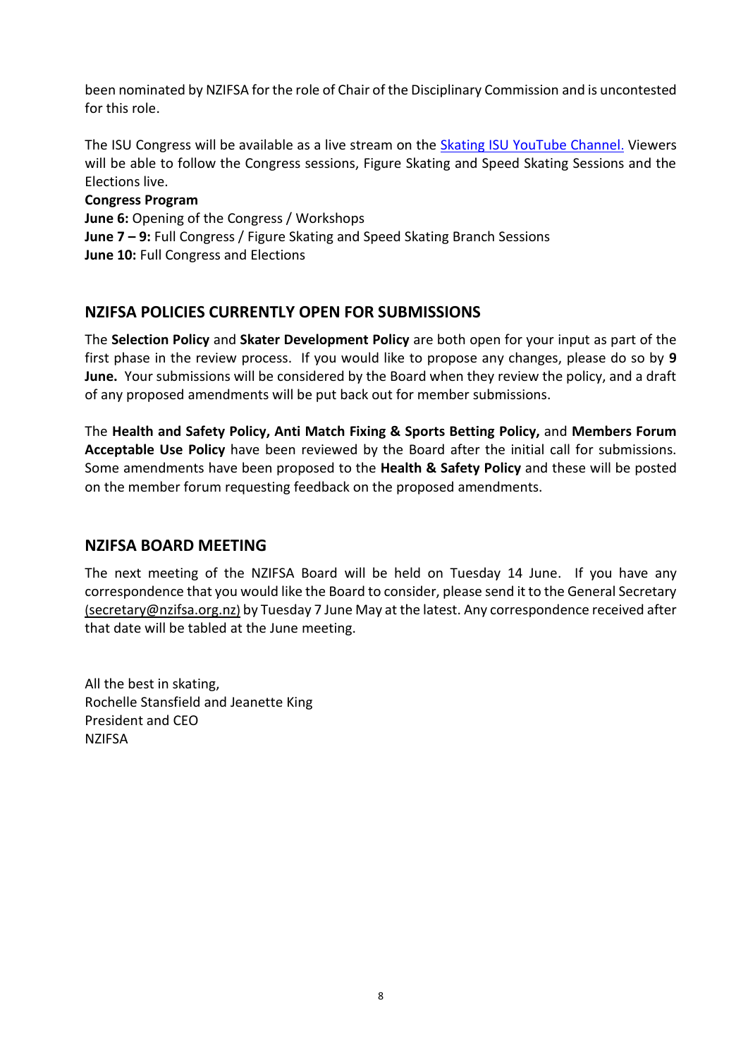been nominated by NZIFSA for the role of Chair of the Disciplinary Commission and is uncontested for this role.

The ISU Congress will be available as a live stream on the Skating ISU YouTube Channel. Viewers will be able to follow the Congress sessions, Figure Skating and Speed Skating Sessions and the Elections live.

**Congress Program**
**June 6:** Opening of the Congress / Workshops
**June 7 – 9:** Full Congress / Figure Skating and Speed Skating Branch Sessions
**June 10:** Full Congress and Elections

## NZIFSA POLICIES CURRENTLY OPEN FOR SUBMISSIONS

The **Selection Policy** and **Skater Development Policy** are both open for your input as part of the first phase in the review process. If you would like to propose any changes, please do so by **9 June.** Your submissions will be considered by the Board when they review the policy, and a draft of any proposed amendments will be put back out for member submissions.

The **Health and Safety Policy, Anti Match Fixing & Sports Betting Policy,** and **Members Forum Acceptable Use Policy** have been reviewed by the Board after the initial call for submissions. Some amendments have been proposed to the **Health & Safety Policy** and these will be posted on the member forum requesting feedback on the proposed amendments.

## NZIFSA BOARD MEETING

The next meeting of the NZIFSA Board will be held on Tuesday 14 June. If you have any correspondence that you would like the Board to consider, please send it to the General Secretary (secretary@nzifsa.org.nz) by Tuesday 7 June May at the latest. Any correspondence received after that date will be tabled at the June meeting.

All the best in skating,
Rochelle Stansfield and Jeanette King
President and CEO
NZIFSA